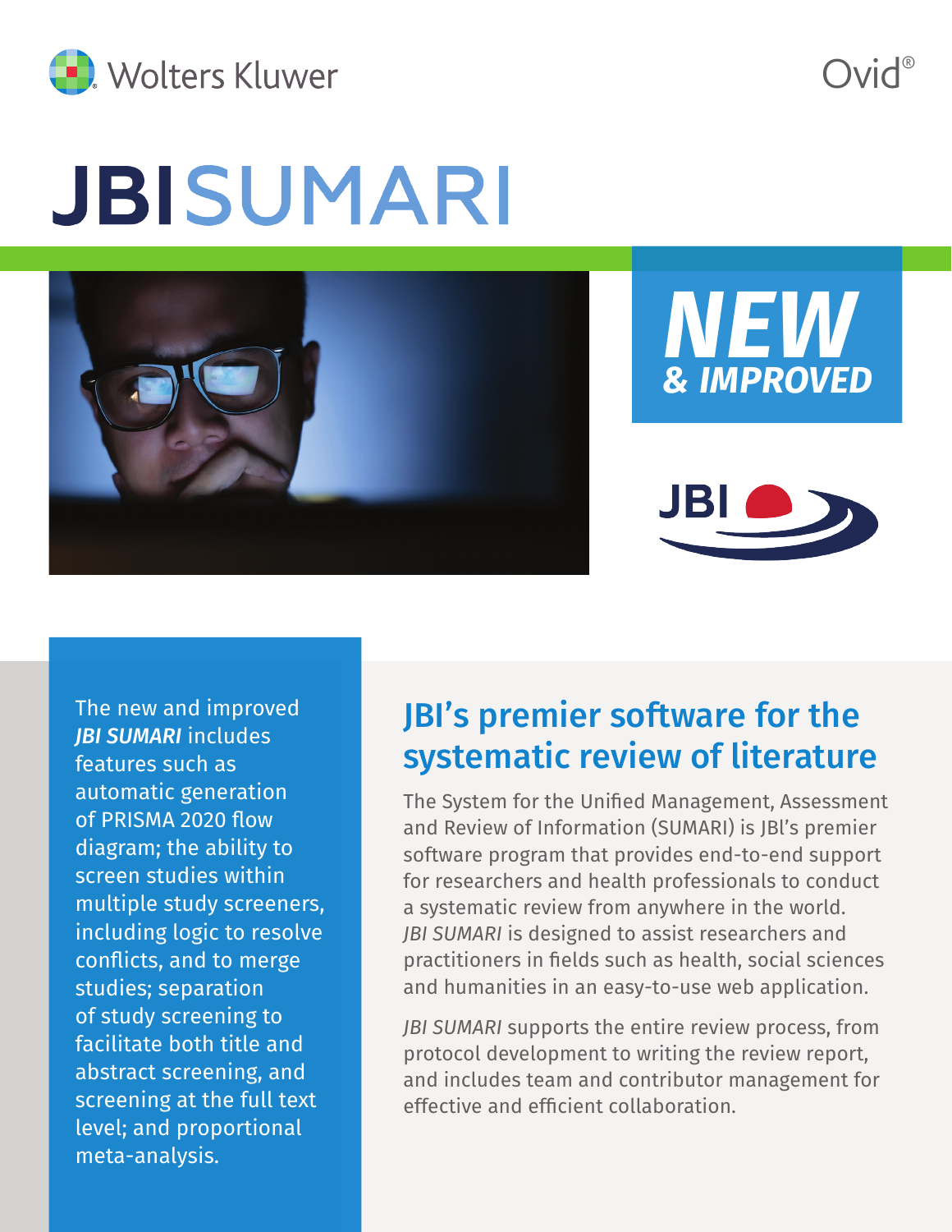Wolters Kluwer

Ovid®

# JBI SUMARI

**NEW & IMPROVED**

JBI

The new and improved ***JBI SUMARI*** includes features such as automatic generation of PRISMA 2020 flow diagram; the ability to screen studies within multiple study screeners, including logic to resolve conflicts, and to merge studies; separation of study screening to facilitate both title and abstract screening, and screening at the full text level; and proportional meta-analysis.

## JBI's premier software for the systematic review of literature

The System for the Unified Management, Assessment and Review of Information (SUMARI) is JBI's premier software program that provides end-to-end support for researchers and health professionals to conduct a systematic review from anywhere in the world. *JBI SUMARI* is designed to assist researchers and practitioners in fields such as health, social sciences and humanities in an easy-to-use web application.

*JBI SUMARI* supports the entire review process, from protocol development to writing the review report, and includes team and contributor management for effective and efficient collaboration.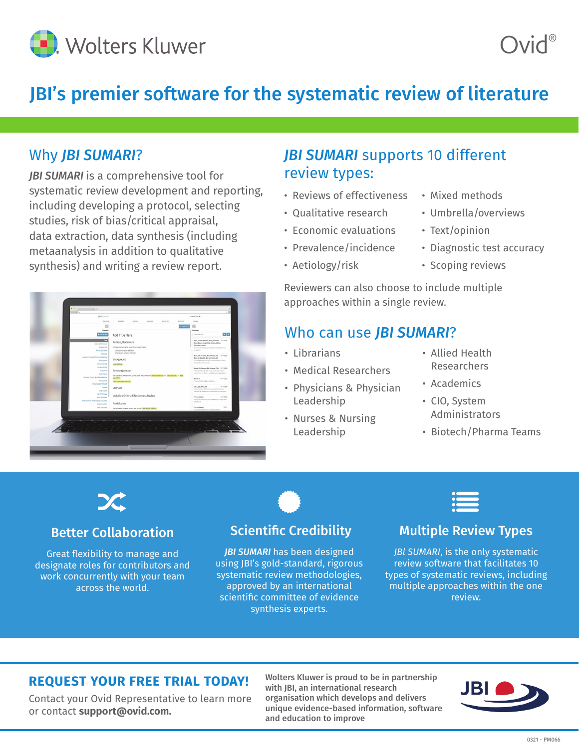Wolters Kluwer

Ovid®

# JBI's premier software for the systematic review of literature

## Why *JBI SUMARI*?

*JBI SUMARI* is a comprehensive tool for systematic review development and reporting, including developing a protocol, selecting studies, risk of bias/critical appraisal, data extraction, data synthesis (including metaanalysis in addition to qualitative synthesis) and writing a review report.

## *JBI SUMARI* supports 10 different review types:

- Reviews of effectiveness
- Qualitative research
- Economic evaluations
- Prevalence/incidence
- Aetiology/risk
- Mixed methods
- Umbrella/overviews
- Text/opinion
- Diagnostic test accuracy
- Scoping reviews

Reviewers can also choose to include multiple approaches within a single review.

## Who can use *JBI SUMARI*?

- Librarians
- Medical Researchers
- Physicians & Physician Leadership
- Nurses & Nursing Leadership
- Allied Health Researchers
- Academics
- CIO, System Administrators
- Biotech/Pharma Teams

### Better Collaboration

Great flexibility to manage and designate roles for contributors and work concurrently with your team across the world.

### Scientific Credibility

*JBI SUMARI* has been designed using JBI's gold-standard, rigorous systematic review methodologies, approved by an international scientific committee of evidence synthesis experts.

### Multiple Review Types

*JBI SUMARI*, is the only systematic review software that facilitates 10 types of systematic reviews, including multiple approaches within the one review.

## REQUEST YOUR FREE TRIAL TODAY!

Contact your Ovid Representative to learn more or contact **support@ovid.com.**

**Wolters Kluwer is proud to be in partnership with JBI, an international research organisation which develops and delivers unique evidence-based information, software and education to improve**

JBI

0321 - PM066